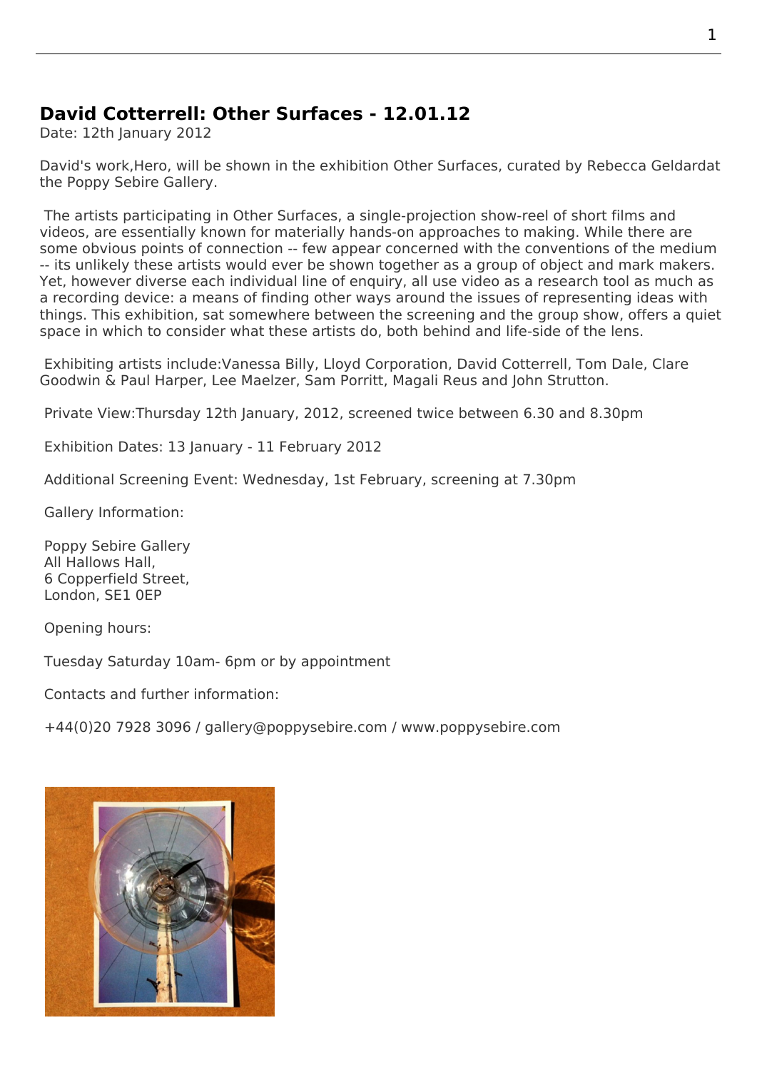## David Cotterrell: Other Surfaces - 12.01.12

Date: 12th January 2012

David's work,Hero, will be shown in the exhibition Other Surfaces, curated by Rebecca Geldardat the Poppy Sebire Gallery.

The artists participating in Other Surfaces, a single-projection show-reel of short films and videos, are essentially known for materially hands-on approaches to making. While there are some obvious points of connection -- few appear concerned with the conventions of the medium -- its unlikely these artists would ever be shown together as a group of object and mark makers. Yet, however diverse each individual line of enquiry, all use video as a research tool as much as a recording device: a means of finding other ways around the issues of representing ideas with things. This exhibition, sat somewhere between the screening and the group show, offers a quiet space in which to consider what these artists do, both behind and life-side of the lens.

Exhibiting artists include:Vanessa Billy, Lloyd Corporation, David Cotterrell, Tom Dale, Clare Goodwin & Paul Harper, Lee Maelzer, Sam Porritt, Magali Reus and John Strutton.

Private View:Thursday 12th January, 2012, screened twice between 6.30 and 8.30pm

Exhibition Dates: 13 January - 11 February 2012

Additional Screening Event: Wednesday, 1st February, screening at 7.30pm

Gallery Information:

Poppy Sebire Gallery
All Hallows Hall,
6 Copperfield Street,
London, SE1 0EP

Opening hours:

Tuesday Saturday 10am- 6pm or by appointment

Contacts and further information:

+44(0)20 7928 3096 / gallery@poppysebire.com / www.poppysebire.com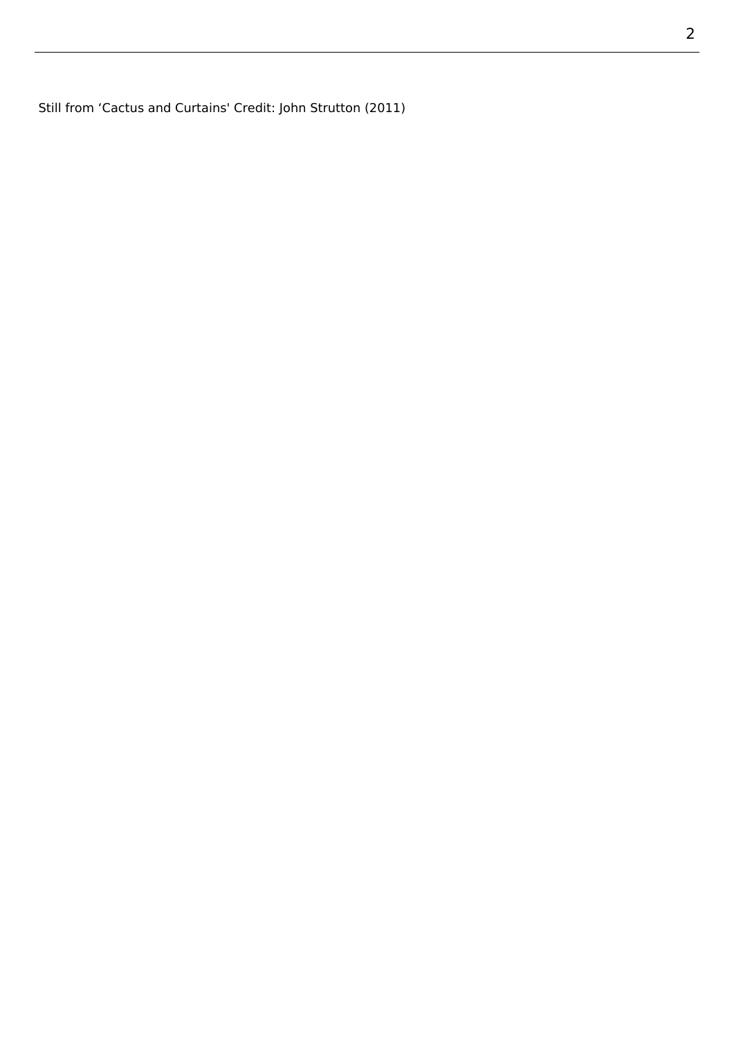Still from ‘Cactus and Curtains' Credit: John Strutton (2011)